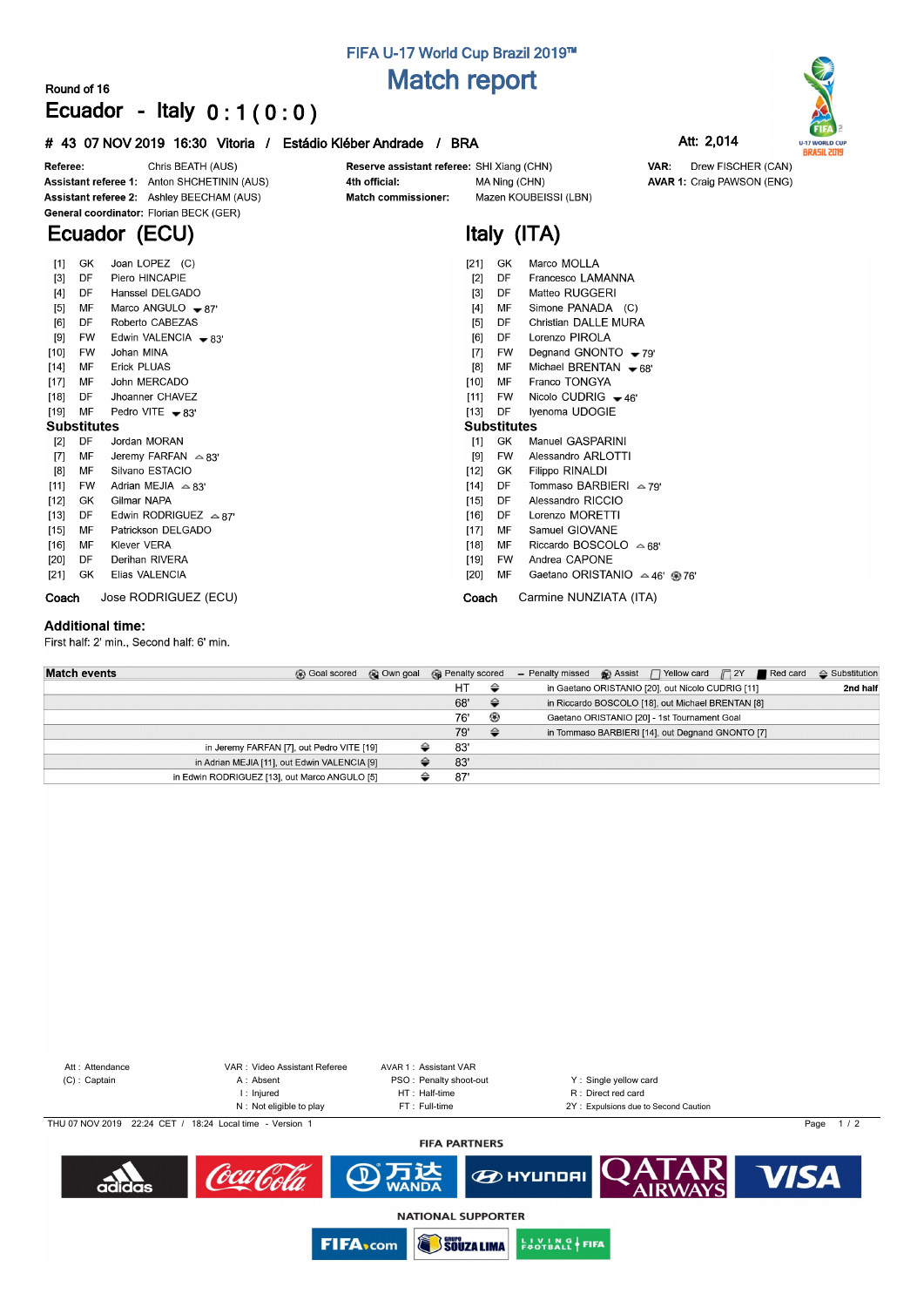# FIFA U-17 World Cup Brazil 2019™

## Match report

Round of 16

**Ecuador - Italy 0 : 1 ( 0 : 0 )**

**# 43 07 NOV 2019 16:30 Vitoria / Estádio Kléber Andrade / BRA**

Att: 2,014

**Referee:** Chris BEATH (AUS)
**Assistant referee 1:** Anton SHCHETININ (AUS)
**Assistant referee 2:** Ashley BEECHAM (AUS)
**General coordinator:** Florian BECK (GER)

**Reserve assistant referee:** SHI Xiang (CHN)
**4th official:** MA Ning (CHN)
**Match commissioner:** Mazen KOUBEISSI (LBN)

**VAR:** Drew FISCHER (CAN)
**AVAR 1:** Craig PAWSON (ENG)

## Ecuador (ECU)

| # | Pos | Player | |
|---|---|---|---|
| [1] | GK | Joan LOPEZ (C) | |
| [3] | DF | Piero HINCAPIE | |
| [4] | DF | Hanssel DELGADO | |
| [5] | MF | Marco ANGULO | ▼87' |
| [6] | DF | Roberto CABEZAS | |
| [9] | FW | Edwin VALENCIA | ▼83' |
| [10] | FW | Johan MINA | |
| [14] | MF | Erick PLUAS | |
| [17] | MF | John MERCADO | |
| [18] | DF | Jhoanner CHAVEZ | |
| [19] | MF | Pedro VITE | ▼83' |

**Substitutes**

| # | Pos | Player | |
|---|---|---|---|
| [2] | DF | Jordan MORAN | |
| [7] | MF | Jeremy FARFAN | △83' |
| [8] | MF | Silvano ESTACIO | |
| [11] | FW | Adrian MEJIA | △83' |
| [12] | GK | Gilmar NAPA | |
| [13] | DF | Edwin RODRIGUEZ | △87' |
| [15] | MF | Patrickson DELGADO | |
| [16] | MF | Klever VERA | |
| [20] | DF | Derihan RIVERA | |
| [21] | GK | Elias VALENCIA | |

**Coach** Jose RODRIGUEZ (ECU)

## Italy (ITA)

| # | Pos | Player | |
|---|---|---|---|
| [21] | GK | Marco MOLLA | |
| [2] | DF | Francesco LAMANNA | |
| [3] | DF | Matteo RUGGERI | |
| [4] | MF | Simone PANADA (C) | |
| [5] | DF | Christian DALLE MURA | |
| [6] | DF | Lorenzo PIROLA | |
| [7] | FW | Degnand GNONTO | ▼79' |
| [8] | MF | Michael BRENTAN | ▼68' |
| [10] | MF | Franco TONGYA | |
| [11] | FW | Nicolo CUDRIG | ▼46' |
| [13] | DF | Iyenoma UDOGIE | |

**Substitutes**

| # | Pos | Player | |
|---|---|---|---|
| [1] | GK | Manuel GASPARINI | |
| [9] | FW | Alessandro ARLOTTI | |
| [12] | GK | Filippo RINALDI | |
| [14] | DF | Tommaso BARBIERI | △79' |
| [15] | DF | Alessandro RICCIO | |
| [16] | DF | Lorenzo MORETTI | |
| [17] | MF | Samuel GIOVANE | |
| [18] | MF | Riccardo BOSCOLO | △68' |
| [19] | FW | Andrea CAPONE | |
| [20] | MF | Gaetano ORISTANIO | △46' ⚽76' |

**Coach** Carmine NUNZIATA (ITA)

### Additional time:

First half: 2' min., Second half: 6' min.

**Match events** (Goal scored, Own goal, Penalty scored, Penalty missed, Assist, Yellow card, 2Y, Red card, Substitution)

| Ecuador | | Min | | Italy |
|---|---|---|---|---|
| | | HT | Substitution | in Gaetano ORISTANIO [20], out Nicolo CUDRIG [11] — 2nd half |
| | | 68' | Substitution | in Riccardo BOSCOLO [18], out Michael BRENTAN [8] |
| | | 76' | Goal | Gaetano ORISTANIO [20] - 1st Tournament Goal |
| | | 79' | Substitution | in Tommaso BARBIERI [14], out Degnand GNONTO [7] |
| in Jeremy FARFAN [7], out Pedro VITE [19] | Substitution | 83' | | |
| in Adrian MEJIA [11], out Edwin VALENCIA [9] | Substitution | 83' | | |
| in Edwin RODRIGUEZ [13], out Marco ANGULO [5] | Substitution | 87' | | |

Att : Attendance
(C) : Captain
VAR : Video Assistant Referee
A : Absent
I : Injured
N : Not eligible to play
AVAR 1 : Assistant VAR
PSO : Penalty shoot-out
HT : Half-time
FT : Full-time
Y : Single yellow card
R : Direct red card
2Y : Expulsions due to Second Caution

THU 07 NOV 2019 22:24 CET / 18:24 Local time - Version 1

FIFA PARTNERS

NATIONAL SUPPORTER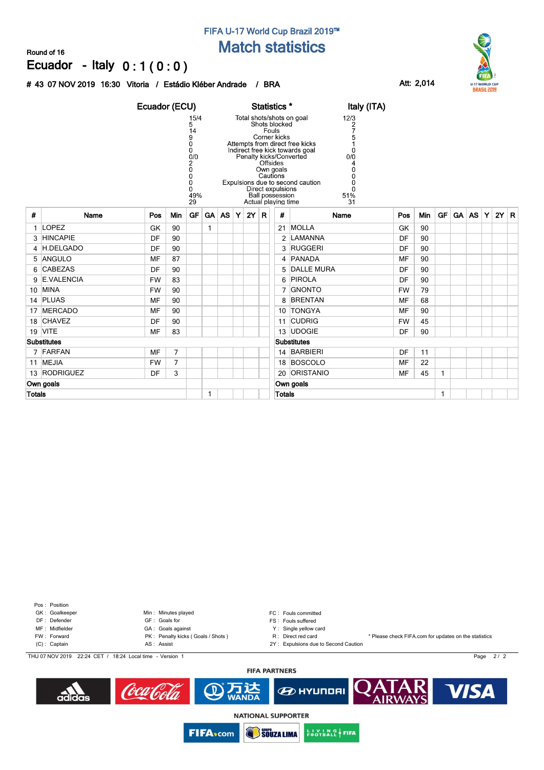FIFA U-17 World Cup Brazil 2019™

# Match statistics

Round of 16

## Ecuador - Italy 0 : 1 ( 0 : 0 )

# 43 07 NOV 2019 16:30 Vitoria / Estádio Kléber Andrade / BRA

Att: 2,014

| Ecuador (ECU) | Statistics * | Italy (ITA) |
|---|---|---|
| 15/4 | Total shots/shots on goal | 12/3 |
| 5 | Shots blocked | 2 |
| 14 | Fouls | 7 |
| 9 | Corner kicks | 5 |
| 0 | Attempts from direct free kicks | 1 |
| 0 | Indirect free kick towards goal | 0 |
| 0/0 | Penalty kicks/Converted | 0/0 |
| 2 | Offsides | 4 |
| 0 | Own goals | 0 |
| 0 | Cautions | 0 |
| 0 | Expulsions due to second caution | 0 |
| 0 | Direct expulsions | 0 |
| 49% | Ball possession | 51% |
| 29 | Actual playing time | 31 |

| # | Name | Pos | Min | GF | GA | AS | Y | 2Y | R |
|---|---|---|---|---|---|---|---|---|---|
| 1 | LOPEZ | GK | 90 | | 1 | | | | |
| 3 | HINCAPIE | DF | 90 | | | | | | |
| 4 | H.DELGADO | DF | 90 | | | | | | |
| 5 | ANGULO | MF | 87 | | | | | | |
| 6 | CABEZAS | DF | 90 | | | | | | |
| 9 | E.VALENCIA | FW | 83 | | | | | | |
| 10 | MINA | FW | 90 | | | | | | |
| 14 | PLUAS | MF | 90 | | | | | | |
| 17 | MERCADO | MF | 90 | | | | | | |
| 18 | CHAVEZ | DF | 90 | | | | | | |
| 19 | VITE | MF | 83 | | | | | | |
| **Substitutes** | | | | | | | | | |
| 7 | FARFAN | MF | 7 | | | | | | |
| 11 | MEJIA | FW | 7 | | | | | | |
| 13 | RODRIGUEZ | DF | 3 | | | | | | |
| **Own goals** | | | | | | | | | |
| **Totals** | | | | | 1 | | | | |

| # | Name | Pos | Min | GF | GA | AS | Y | 2Y | R |
|---|---|---|---|---|---|---|---|---|---|
| 21 | MOLLA | GK | 90 | | | | | | |
| 2 | LAMANNA | DF | 90 | | | | | | |
| 3 | RUGGERI | DF | 90 | | | | | | |
| 4 | PANADA | MF | 90 | | | | | | |
| 5 | DALLE MURA | DF | 90 | | | | | | |
| 6 | PIROLA | DF | 90 | | | | | | |
| 7 | GNONTO | FW | 79 | | | | | | |
| 8 | BRENTAN | MF | 68 | | | | | | |
| 10 | TONGYA | MF | 90 | | | | | | |
| 11 | CUDRIG | FW | 45 | | | | | | |
| 13 | UDOGIE | DF | 90 | | | | | | |
| **Substitutes** | | | | | | | | | |
| 14 | BARBIERI | DF | 11 | | | | | | |
| 18 | BOSCOLO | MF | 22 | | | | | | |
| 20 | ORISTANIO | MF | 45 | 1 | | | | | |
| **Own goals** | | | | | | | | | |
| **Totals** | | | | 1 | | | | | |

Pos : Position
GK : Goalkeeper
DF : Defender
MF : Midfielder
FW : Forward
(C) : Captain

Min : Minutes played
GF : Goals for
GA : Goals against
PK : Penalty kicks ( Goals / Shots )
AS : Assist

FC : Fouls committed
FS : Fouls suffered
Y : Single yellow card
R : Direct red card
2Y : Expulsions due to Second Caution

* Please check FIFA.com for updates on the statistics

THU 07 NOV 2019 22:24 CET / 18:24 Local time - Version 1

FIFA PARTNERS

NATIONAL SUPPORTER